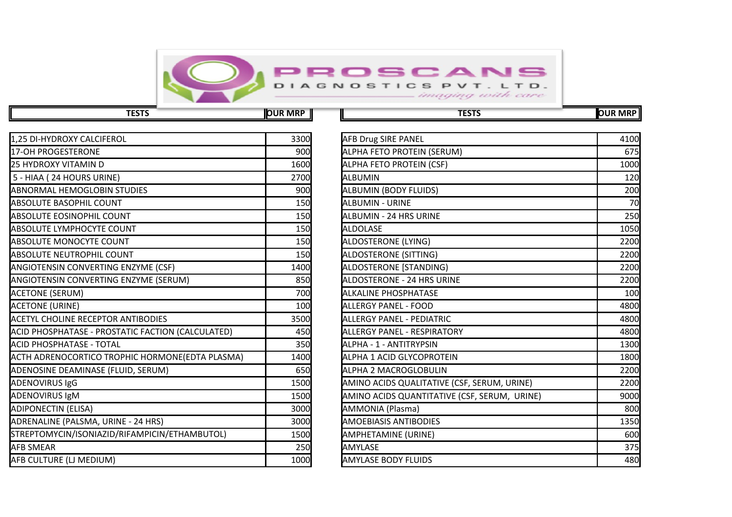# PROSCANS DIAGNOSTICS PVT. LTD.

*imaging with care*

| TESTS | OUR MRP |
|---|---|
| 1,25 DI-HYDROXY CALCIFEROL | 3300 |
| 17-OH PROGESTERONE | 900 |
| 25 HYDROXY VITAMIN D | 1600 |
| 5 - HIAA ( 24 HOURS URINE) | 2700 |
| ABNORMAL HEMOGLOBIN STUDIES | 900 |
| ABSOLUTE BASOPHIL COUNT | 150 |
| ABSOLUTE EOSINOPHIL COUNT | 150 |
| ABSOLUTE LYMPHOCYTE COUNT | 150 |
| ABSOLUTE MONOCYTE COUNT | 150 |
| ABSOLUTE NEUTROPHIL COUNT | 150 |
| ANGIOTENSIN CONVERTING ENZYME (CSF) | 1400 |
| ANGIOTENSIN CONVERTING ENZYME (SERUM) | 850 |
| ACETONE (SERUM) | 700 |
| ACETONE (URINE) | 100 |
| ACETYL CHOLINE RECEPTOR ANTIBODIES | 3500 |
| ACID PHOSPHATASE - PROSTATIC FACTION (CALCULATED) | 450 |
| ACID PHOSPHATASE - TOTAL | 350 |
| ACTH ADRENOCORTICO TROPHIC HORMONE(EDTA PLASMA) | 1400 |
| ADENOSINE DEAMINASE (FLUID, SERUM) | 650 |
| ADENOVIRUS IgG | 1500 |
| ADENOVIRUS IgM | 1500 |
| ADIPONECTIN (ELISA) | 3000 |
| ADRENALINE (PALSMA, URINE - 24 HRS) | 3000 |
| STREPTOMYCIN/ISONIAZID/RIFAMPICIN/ETHAMBUTOL) | 1500 |
| AFB SMEAR | 250 |
| AFB CULTURE (LJ MEDIUM) | 1000 |
| AFB Drug SIRE PANEL | 4100 |
| ALPHA FETO PROTEIN (SERUM) | 675 |
| ALPHA FETO PROTEIN (CSF) | 1000 |
| ALBUMIN | 120 |
| ALBUMIN (BODY FLUIDS) | 200 |
| ALBUMIN - URINE | 70 |
| ALBUMIN - 24 HRS URINE | 250 |
| ALDOLASE | 1050 |
| ALDOSTERONE (LYING) | 2200 |
| ALDOSTERONE (SITTING) | 2200 |
| ALDOSTERONE [STANDING) | 2200 |
| ALDOSTERONE - 24 HRS URINE | 2200 |
| ALKALINE PHOSPHATASE | 100 |
| ALLERGY PANEL - FOOD | 4800 |
| ALLERGY PANEL - PEDIATRIC | 4800 |
| ALLERGY PANEL - RESPIRATORY | 4800 |
| ALPHA - 1 - ANTITRYPSIN | 1300 |
| ALPHA 1 ACID GLYCOPROTEIN | 1800 |
| ALPHA 2 MACROGLOBULIN | 2200 |
| AMINO ACIDS QUALITATIVE (CSF, SERUM, URINE) | 2200 |
| AMINO ACIDS QUANTITATIVE (CSF, SERUM, URINE) | 9000 |
| AMMONIA (Plasma) | 800 |
| AMOEBIASIS ANTIBODIES | 1350 |
| AMPHETAMINE (URINE) | 600 |
| AMYLASE | 375 |
| AMYLASE BODY FLUIDS | 480 |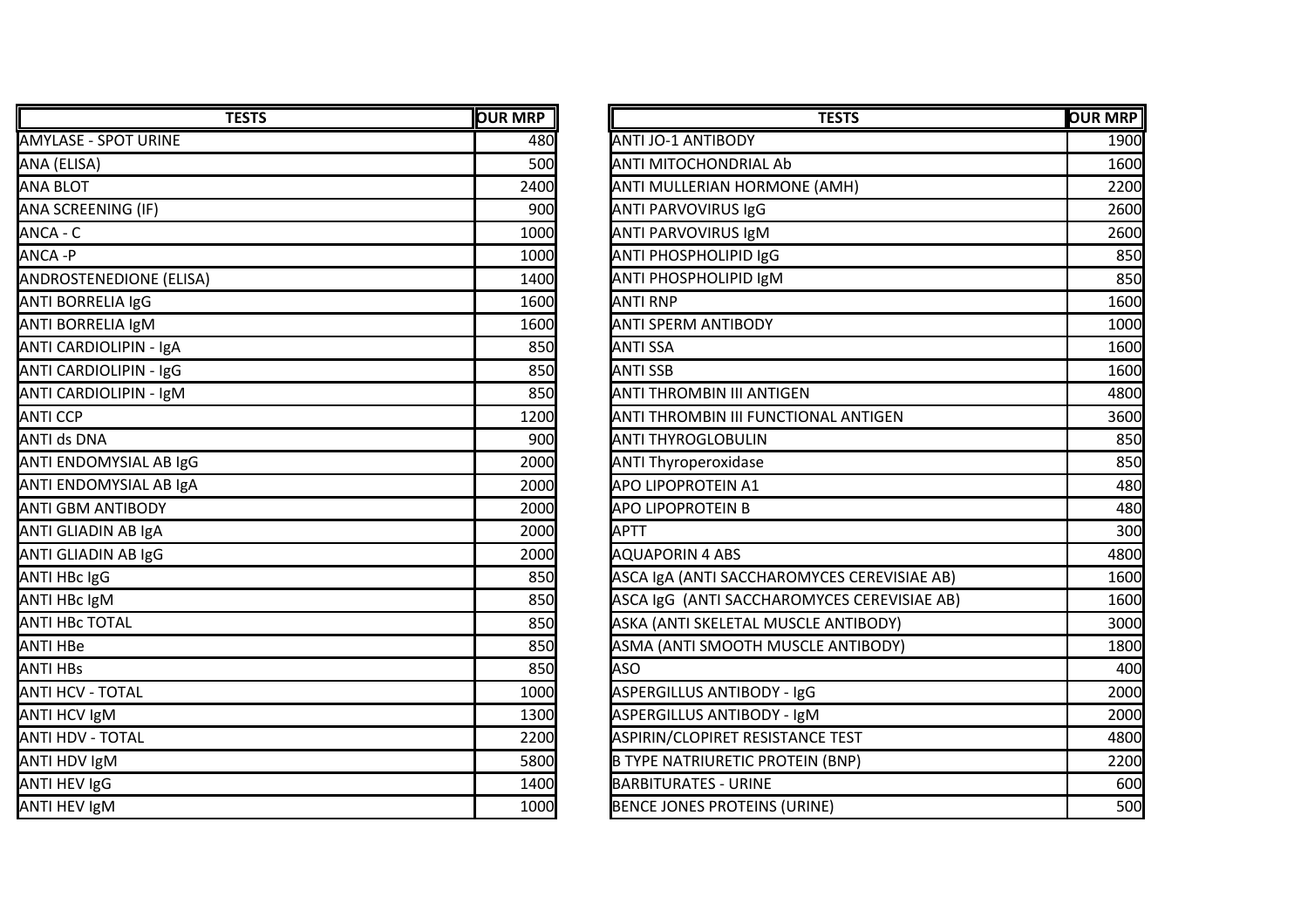| TESTS | OUR MRP |
| --- | --- |
| AMYLASE - SPOT URINE | 480 |
| ANA (ELISA) | 500 |
| ANA BLOT | 2400 |
| ANA SCREENING (IF) | 900 |
| ANCA - C | 1000 |
| ANCA -P | 1000 |
| ANDROSTENEDIONE (ELISA) | 1400 |
| ANTI BORRELIA IgG | 1600 |
| ANTI BORRELIA IgM | 1600 |
| ANTI CARDIOLIPIN - IgA | 850 |
| ANTI CARDIOLIPIN - IgG | 850 |
| ANTI CARDIOLIPIN - IgM | 850 |
| ANTI CCP | 1200 |
| ANTI ds DNA | 900 |
| ANTI ENDOMYSIAL AB IgG | 2000 |
| ANTI ENDOMYSIAL AB IgA | 2000 |
| ANTI GBM ANTIBODY | 2000 |
| ANTI GLIADIN AB IgA | 2000 |
| ANTI GLIADIN AB IgG | 2000 |
| ANTI HBc IgG | 850 |
| ANTI HBc IgM | 850 |
| ANTI HBc TOTAL | 850 |
| ANTI HBe | 850 |
| ANTI HBs | 850 |
| ANTI HCV - TOTAL | 1000 |
| ANTI HCV IgM | 1300 |
| ANTI HDV - TOTAL | 2200 |
| ANTI HDV IgM | 5800 |
| ANTI HEV IgG | 1400 |
| ANTI HEV IgM | 1000 |

| TESTS | OUR MRP |
| --- | --- |
| ANTI JO-1 ANTIBODY | 1900 |
| ANTI MITOCHONDRIAL Ab | 1600 |
| ANTI MULLERIAN HORMONE (AMH) | 2200 |
| ANTI PARVOVIRUS IgG | 2600 |
| ANTI PARVOVIRUS IgM | 2600 |
| ANTI PHOSPHOLIPID IgG | 850 |
| ANTI PHOSPHOLIPID IgM | 850 |
| ANTI RNP | 1600 |
| ANTI SPERM ANTIBODY | 1000 |
| ANTI SSA | 1600 |
| ANTI SSB | 1600 |
| ANTI THROMBIN III ANTIGEN | 4800 |
| ANTI THROMBIN III FUNCTIONAL ANTIGEN | 3600 |
| ANTI THYROGLOBULIN | 850 |
| ANTI Thyroperoxidase | 850 |
| APO LIPOPROTEIN A1 | 480 |
| APO LIPOPROTEIN B | 480 |
| APTT | 300 |
| AQUAPORIN 4 ABS | 4800 |
| ASCA IgA (ANTI SACCHAROMYCES CEREVISIAE AB) | 1600 |
| ASCA IgG (ANTI SACCHAROMYCES CEREVISIAE AB) | 1600 |
| ASKA (ANTI SKELETAL MUSCLE ANTIBODY) | 3000 |
| ASMA (ANTI SMOOTH MUSCLE ANTIBODY) | 1800 |
| ASO | 400 |
| ASPERGILLUS ANTIBODY - IgG | 2000 |
| ASPERGILLUS ANTIBODY - IgM | 2000 |
| ASPIRIN/CLOPIRET RESISTANCE TEST | 4800 |
| B TYPE NATRIURETIC PROTEIN (BNP) | 2200 |
| BARBITURATES - URINE | 600 |
| BENCE JONES PROTEINS (URINE) | 500 |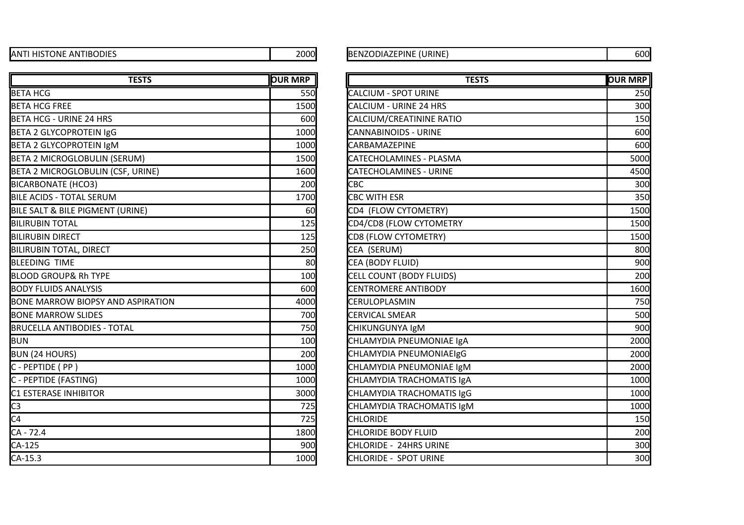| ANTI HISTONE ANTIBODIES | 2000 |
|---|---|

| BENZODIAZEPINE (URINE) | 600 |
|---|---|

| TESTS | OUR MRP |
|---|---|
| BETA HCG | 550 |
| BETA HCG FREE | 1500 |
| BETA HCG - URINE 24 HRS | 600 |
| BETA 2 GLYCOPROTEIN IgG | 1000 |
| BETA 2 GLYCOPROTEIN IgM | 1000 |
| BETA 2 MICROGLOBULIN (SERUM) | 1500 |
| BETA 2 MICROGLOBULIN (CSF, URINE) | 1600 |
| BICARBONATE (HCO3) | 200 |
| BILE ACIDS - TOTAL SERUM | 1700 |
| BILE SALT & BILE PIGMENT (URINE) | 60 |
| BILIRUBIN TOTAL | 125 |
| BILIRUBIN DIRECT | 125 |
| BILIRUBIN TOTAL, DIRECT | 250 |
| BLEEDING TIME | 80 |
| BLOOD GROUP& Rh TYPE | 100 |
| BODY FLUIDS ANALYSIS | 600 |
| BONE MARROW BIOPSY AND ASPIRATION | 4000 |
| BONE MARROW SLIDES | 700 |
| BRUCELLA ANTIBODIES - TOTAL | 750 |
| BUN | 100 |
| BUN (24 HOURS) | 200 |
| C - PEPTIDE ( PP ) | 1000 |
| C - PEPTIDE (FASTING) | 1000 |
| C1 ESTERASE INHIBITOR | 3000 |
| C3 | 725 |
| C4 | 725 |
| CA - 72.4 | 1800 |
| CA-125 | 900 |
| CA-15.3 | 1000 |

| TESTS | OUR MRP |
|---|---|
| CALCIUM - SPOT URINE | 250 |
| CALCIUM - URINE 24 HRS | 300 |
| CALCIUM/CREATININE RATIO | 150 |
| CANNABINOIDS - URINE | 600 |
| CARBAMAZEPINE | 600 |
| CATECHOLAMINES - PLASMA | 5000 |
| CATECHOLAMINES - URINE | 4500 |
| CBC | 300 |
| CBC WITH ESR | 350 |
| CD4 (FLOW CYTOMETRY) | 1500 |
| CD4/CD8 (FLOW CYTOMETRY | 1500 |
| CD8 (FLOW CYTOMETRY) | 1500 |
| CEA (SERUM) | 800 |
| CEA (BODY FLUID) | 900 |
| CELL COUNT (BODY FLUIDS) | 200 |
| CENTROMERE ANTIBODY | 1600 |
| CERULOPLASMIN | 750 |
| CERVICAL SMEAR | 500 |
| CHIKUNGUNYA IgM | 900 |
| CHLAMYDIA PNEUMONIAE IgA | 2000 |
| CHLAMYDIA PNEUMONIAEIgG | 2000 |
| CHLAMYDIA PNEUMONIAE IgM | 2000 |
| CHLAMYDIA TRACHOMATIS IgA | 1000 |
| CHLAMYDIA TRACHOMATIS IgG | 1000 |
| CHLAMYDIA TRACHOMATIS IgM | 1000 |
| CHLORIDE | 150 |
| CHLORIDE BODY FLUID | 200 |
| CHLORIDE - 24HRS URINE | 300 |
| CHLORIDE - SPOT URINE | 300 |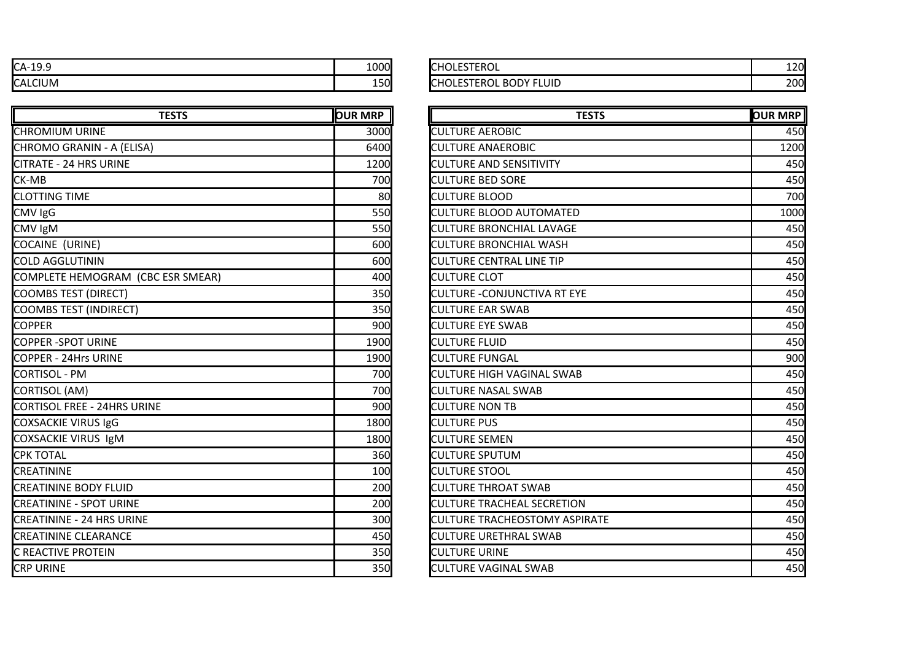| TESTS | OUR MRP |
|---|---|
| CA-19.9 | 1000 |
| CALCIUM | 150 |

| TESTS | OUR MRP |
|---|---|
| CHOLESTEROL | 120 |
| CHOLESTEROL BODY FLUID | 200 |

| TESTS | OUR MRP |
|---|---|
| CHROMIUM URINE | 3000 |
| CHROMO GRANIN - A (ELISA) | 6400 |
| CITRATE - 24 HRS URINE | 1200 |
| CK-MB | 700 |
| CLOTTING TIME | 80 |
| CMV IgG | 550 |
| CMV IgM | 550 |
| COCAINE (URINE) | 600 |
| COLD AGGLUTININ | 600 |
| COMPLETE HEMOGRAM (CBC ESR SMEAR) | 400 |
| COOMBS TEST (DIRECT) | 350 |
| COOMBS TEST (INDIRECT) | 350 |
| COPPER | 900 |
| COPPER -SPOT URINE | 1900 |
| COPPER - 24Hrs URINE | 1900 |
| CORTISOL - PM | 700 |
| CORTISOL (AM) | 700 |
| CORTISOL FREE - 24HRS URINE | 900 |
| COXSACKIE VIRUS IgG | 1800 |
| COXSACKIE VIRUS IgM | 1800 |
| CPK TOTAL | 360 |
| CREATININE | 100 |
| CREATININE BODY FLUID | 200 |
| CREATININE - SPOT URINE | 200 |
| CREATININE - 24 HRS URINE | 300 |
| CREATININE CLEARANCE | 450 |
| C REACTIVE PROTEIN | 350 |
| CRP URINE | 350 |

| TESTS | OUR MRP |
|---|---|
| CULTURE AEROBIC | 450 |
| CULTURE ANAEROBIC | 1200 |
| CULTURE AND SENSITIVITY | 450 |
| CULTURE BED SORE | 450 |
| CULTURE BLOOD | 700 |
| CULTURE BLOOD AUTOMATED | 1000 |
| CULTURE BRONCHIAL LAVAGE | 450 |
| CULTURE BRONCHIAL WASH | 450 |
| CULTURE CENTRAL LINE TIP | 450 |
| CULTURE CLOT | 450 |
| CULTURE -CONJUNCTIVA RT EYE | 450 |
| CULTURE EAR SWAB | 450 |
| CULTURE EYE SWAB | 450 |
| CULTURE FLUID | 450 |
| CULTURE FUNGAL | 900 |
| CULTURE HIGH VAGINAL SWAB | 450 |
| CULTURE NASAL SWAB | 450 |
| CULTURE NON TB | 450 |
| CULTURE PUS | 450 |
| CULTURE SEMEN | 450 |
| CULTURE SPUTUM | 450 |
| CULTURE STOOL | 450 |
| CULTURE THROAT SWAB | 450 |
| CULTURE TRACHEAL SECRETION | 450 |
| CULTURE TRACHEOSTOMY ASPIRATE | 450 |
| CULTURE URETHRAL SWAB | 450 |
| CULTURE URINE | 450 |
| CULTURE VAGINAL SWAB | 450 |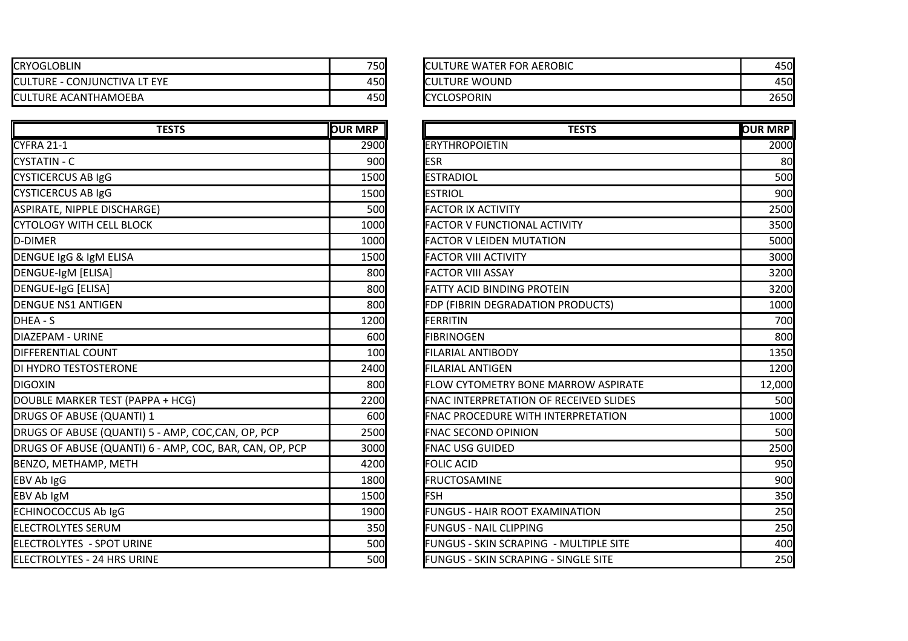| | |
|---|---|
| CRYOGLOBLIN | 750 |
| CULTURE - CONJUNCTIVA LT EYE | 450 |
| CULTURE ACANTHAMOEBA | 450 |

| | |
|---|---|
| CULTURE WATER FOR AEROBIC | 450 |
| CULTURE WOUND | 450 |
| CYCLOSPORIN | 2650 |

| TESTS | OUR MRP |
|---|---|
| CYFRA 21-1 | 2900 |
| CYSTATIN - C | 900 |
| CYSTICERCUS AB IgG | 1500 |
| CYSTICERCUS AB IgG | 1500 |
| ASPIRATE, NIPPLE DISCHARGE) | 500 |
| CYTOLOGY WITH CELL BLOCK | 1000 |
| D-DIMER | 1000 |
| DENGUE IgG & IgM ELISA | 1500 |
| DENGUE-IgM [ELISA] | 800 |
| DENGUE-IgG [ELISA] | 800 |
| DENGUE NS1 ANTIGEN | 800 |
| DHEA - S | 1200 |
| DIAZEPAM - URINE | 600 |
| DIFFERENTIAL COUNT | 100 |
| DI HYDRO TESTOSTERONE | 2400 |
| DIGOXIN | 800 |
| DOUBLE MARKER TEST (PAPPA + HCG) | 2200 |
| DRUGS OF ABUSE (QUANTI) 1 | 600 |
| DRUGS OF ABUSE (QUANTI) 5 - AMP, COC,CAN, OP, PCP | 2500 |
| DRUGS OF ABUSE (QUANTI) 6 - AMP, COC, BAR, CAN, OP, PCP | 3000 |
| BENZO, METHAMP, METH | 4200 |
| EBV Ab IgG | 1800 |
| EBV Ab IgM | 1500 |
| ECHINOCOCCUS Ab IgG | 1900 |
| ELECTROLYTES SERUM | 350 |
| ELECTROLYTES - SPOT URINE | 500 |
| ELECTROLYTES - 24 HRS URINE | 500 |

| TESTS | OUR MRP |
|---|---|
| ERYTHROPOIETIN | 2000 |
| ESR | 80 |
| ESTRADIOL | 500 |
| ESTRIOL | 900 |
| FACTOR IX ACTIVITY | 2500 |
| FACTOR V FUNCTIONAL ACTIVITY | 3500 |
| FACTOR V LEIDEN MUTATION | 5000 |
| FACTOR VIII ACTIVITY | 3000 |
| FACTOR VIII ASSAY | 3200 |
| FATTY ACID BINDING PROTEIN | 3200 |
| FDP (FIBRIN DEGRADATION PRODUCTS) | 1000 |
| FERRITIN | 700 |
| FIBRINOGEN | 800 |
| FILARIAL ANTIBODY | 1350 |
| FILARIAL ANTIGEN | 1200 |
| FLOW CYTOMETRY BONE MARROW ASPIRATE | 12,000 |
| FNAC INTERPRETATION OF RECEIVED SLIDES | 500 |
| FNAC PROCEDURE WITH INTERPRETATION | 1000 |
| FNAC SECOND OPINION | 500 |
| FNAC USG GUIDED | 2500 |
| FOLIC ACID | 950 |
| FRUCTOSAMINE | 900 |
| FSH | 350 |
| FUNGUS - HAIR ROOT EXAMINATION | 250 |
| FUNGUS - NAIL CLIPPING | 250 |
| FUNGUS - SKIN SCRAPING - MULTIPLE SITE | 400 |
| FUNGUS - SKIN SCRAPING - SINGLE SITE | 250 |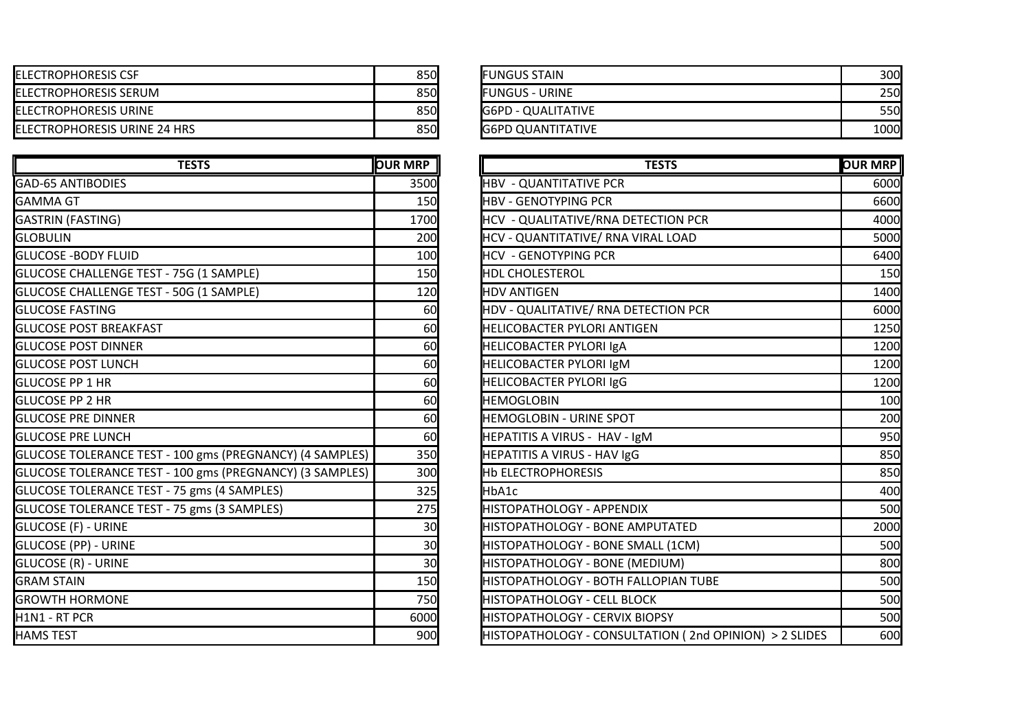| | |
|---|---|
| ELECTROPHORESIS CSF | 850 |
| ELECTROPHORESIS SERUM | 850 |
| ELECTROPHORESIS URINE | 850 |
| ELECTROPHORESIS URINE 24 HRS | 850 |
| FUNGUS STAIN | 300 |
| FUNGUS - URINE | 250 |
| G6PD - QUALITATIVE | 550 |
| G6PD QUANTITATIVE | 1000 |

| TESTS | OUR MRP |
|---|---|
| GAD-65 ANTIBODIES | 3500 |
| GAMMA GT | 150 |
| GASTRIN (FASTING) | 1700 |
| GLOBULIN | 200 |
| GLUCOSE -BODY FLUID | 100 |
| GLUCOSE CHALLENGE TEST - 75G (1 SAMPLE) | 150 |
| GLUCOSE CHALLENGE TEST - 50G (1 SAMPLE) | 120 |
| GLUCOSE FASTING | 60 |
| GLUCOSE POST BREAKFAST | 60 |
| GLUCOSE POST DINNER | 60 |
| GLUCOSE POST LUNCH | 60 |
| GLUCOSE PP 1 HR | 60 |
| GLUCOSE PP 2 HR | 60 |
| GLUCOSE PRE DINNER | 60 |
| GLUCOSE PRE LUNCH | 60 |
| GLUCOSE TOLERANCE TEST - 100 gms (PREGNANCY) (4 SAMPLES) | 350 |
| GLUCOSE TOLERANCE TEST - 100 gms (PREGNANCY) (3 SAMPLES) | 300 |
| GLUCOSE TOLERANCE TEST - 75 gms (4 SAMPLES) | 325 |
| GLUCOSE TOLERANCE TEST - 75 gms (3 SAMPLES) | 275 |
| GLUCOSE (F) - URINE | 30 |
| GLUCOSE (PP) - URINE | 30 |
| GLUCOSE (R) - URINE | 30 |
| GRAM STAIN | 150 |
| GROWTH HORMONE | 750 |
| H1N1 - RT PCR | 6000 |
| HAMS TEST | 900 |

| TESTS | OUR MRP |
|---|---|
| HBV - QUANTITATIVE PCR | 6000 |
| HBV - GENOTYPING PCR | 6600 |
| HCV - QUALITATIVE/RNA DETECTION PCR | 4000 |
| HCV - QUANTITATIVE/ RNA VIRAL LOAD | 5000 |
| HCV - GENOTYPING PCR | 6400 |
| HDL CHOLESTEROL | 150 |
| HDV ANTIGEN | 1400 |
| HDV - QUALITATIVE/ RNA DETECTION PCR | 6000 |
| HELICOBACTER PYLORI ANTIGEN | 1250 |
| HELICOBACTER PYLORI IgA | 1200 |
| HELICOBACTER PYLORI IgM | 1200 |
| HELICOBACTER PYLORI IgG | 1200 |
| HEMOGLOBIN | 100 |
| HEMOGLOBIN - URINE SPOT | 200 |
| HEPATITIS A VIRUS - HAV - IgM | 950 |
| HEPATITIS A VIRUS - HAV IgG | 850 |
| Hb ELECTROPHORESIS | 850 |
| HbA1c | 400 |
| HISTOPATHOLOGY - APPENDIX | 500 |
| HISTOPATHOLOGY - BONE AMPUTATED | 2000 |
| HISTOPATHOLOGY - BONE SMALL (1CM) | 500 |
| HISTOPATHOLOGY - BONE (MEDIUM) | 800 |
| HISTOPATHOLOGY - BOTH FALLOPIAN TUBE | 500 |
| HISTOPATHOLOGY - CELL BLOCK | 500 |
| HISTOPATHOLOGY - CERVIX BIOPSY | 500 |
| HISTOPATHOLOGY - CONSULTATION ( 2nd OPINION) > 2 SLIDES | 600 |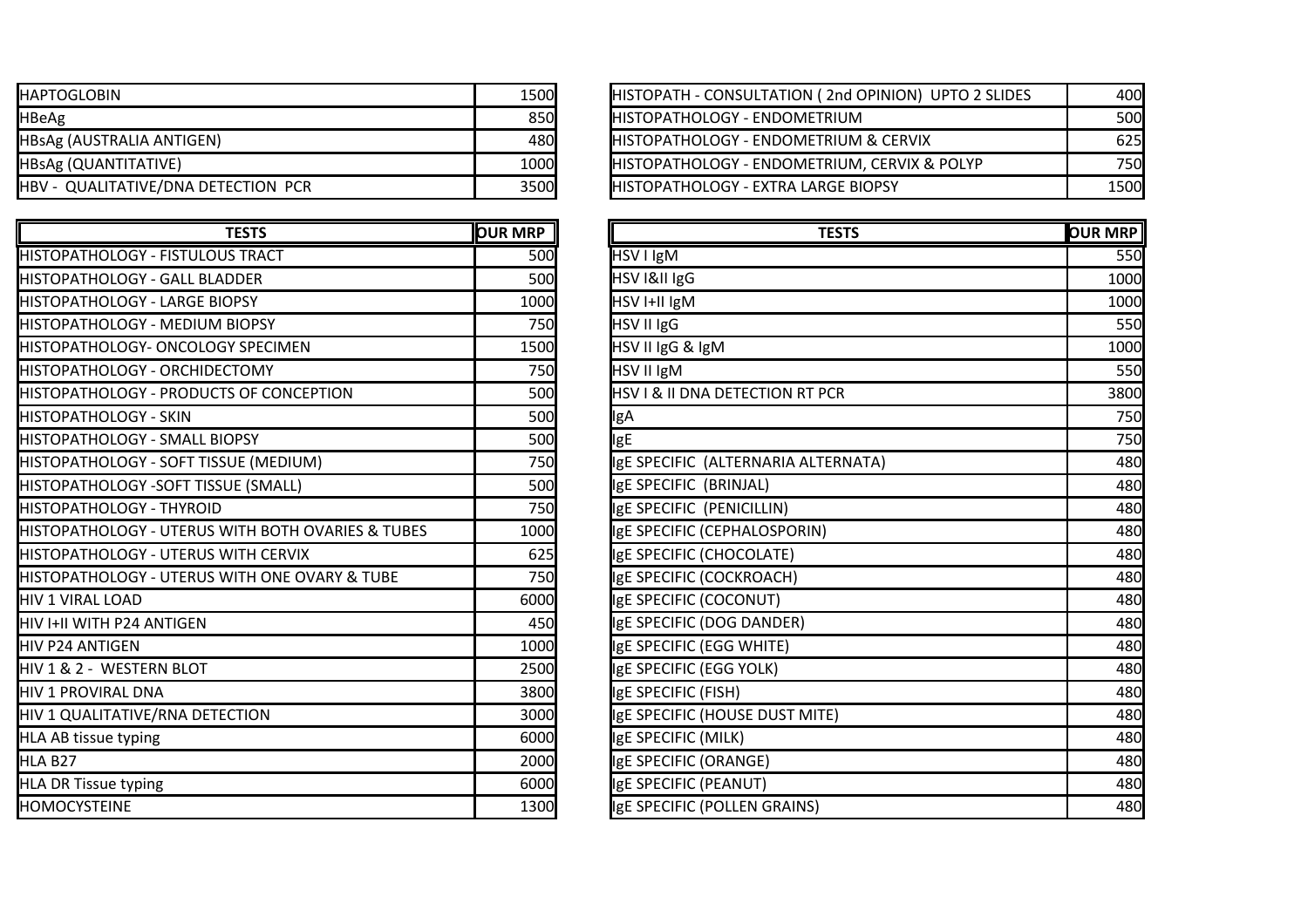| | |
|---|---|
| HAPTOGLOBIN | 1500 |
| HBeAg | 850 |
| HBsAg (AUSTRALIA ANTIGEN) | 480 |
| HBsAg (QUANTITATIVE) | 1000 |
| HBV - QUALITATIVE/DNA DETECTION PCR | 3500 |

| | |
|---|---|
| HISTOPATH - CONSULTATION ( 2nd OPINION) UPTO 2 SLIDES | 400 |
| HISTOPATHOLOGY - ENDOMETRIUM | 500 |
| HISTOPATHOLOGY - ENDOMETRIUM & CERVIX | 625 |
| HISTOPATHOLOGY - ENDOMETRIUM, CERVIX & POLYP | 750 |
| HISTOPATHOLOGY - EXTRA LARGE BIOPSY | 1500 |

| TESTS | OUR MRP |
|---|---|
| HISTOPATHOLOGY - FISTULOUS TRACT | 500 |
| HISTOPATHOLOGY - GALL BLADDER | 500 |
| HISTOPATHOLOGY - LARGE BIOPSY | 1000 |
| HISTOPATHOLOGY - MEDIUM BIOPSY | 750 |
| HISTOPATHOLOGY- ONCOLOGY SPECIMEN | 1500 |
| HISTOPATHOLOGY - ORCHIDECTOMY | 750 |
| HISTOPATHOLOGY - PRODUCTS OF CONCEPTION | 500 |
| HISTOPATHOLOGY - SKIN | 500 |
| HISTOPATHOLOGY - SMALL BIOPSY | 500 |
| HISTOPATHOLOGY - SOFT TISSUE (MEDIUM) | 750 |
| HISTOPATHOLOGY -SOFT TISSUE (SMALL) | 500 |
| HISTOPATHOLOGY - THYROID | 750 |
| HISTOPATHOLOGY - UTERUS WITH BOTH OVARIES & TUBES | 1000 |
| HISTOPATHOLOGY - UTERUS WITH CERVIX | 625 |
| HISTOPATHOLOGY - UTERUS WITH ONE OVARY & TUBE | 750 |
| HIV 1 VIRAL LOAD | 6000 |
| HIV I+II WITH P24 ANTIGEN | 450 |
| HIV P24 ANTIGEN | 1000 |
| HIV 1 & 2 - WESTERN BLOT | 2500 |
| HIV 1 PROVIRAL DNA | 3800 |
| HIV 1 QUALITATIVE/RNA DETECTION | 3000 |
| HLA AB tissue typing | 6000 |
| HLA B27 | 2000 |
| HLA DR Tissue typing | 6000 |
| HOMOCYSTEINE | 1300 |

| TESTS | OUR MRP |
|---|---|
| HSV I IgM | 550 |
| HSV I&II IgG | 1000 |
| HSV I+II IgM | 1000 |
| HSV II IgG | 550 |
| HSV II IgG & IgM | 1000 |
| HSV II IgM | 550 |
| HSV I & II DNA DETECTION RT PCR | 3800 |
| IgA | 750 |
| IgE | 750 |
| IgE SPECIFIC (ALTERNARIA ALTERNATA) | 480 |
| IgE SPECIFIC (BRINJAL) | 480 |
| IgE SPECIFIC (PENICILLIN) | 480 |
| IgE SPECIFIC (CEPHALOSPORIN) | 480 |
| IgE SPECIFIC (CHOCOLATE) | 480 |
| IgE SPECIFIC (COCKROACH) | 480 |
| IgE SPECIFIC (COCONUT) | 480 |
| IgE SPECIFIC (DOG DANDER) | 480 |
| IgE SPECIFIC (EGG WHITE) | 480 |
| IgE SPECIFIC (EGG YOLK) | 480 |
| IgE SPECIFIC (FISH) | 480 |
| IgE SPECIFIC (HOUSE DUST MITE) | 480 |
| IgE SPECIFIC (MILK) | 480 |
| IgE SPECIFIC (ORANGE) | 480 |
| IgE SPECIFIC (PEANUT) | 480 |
| IgE SPECIFIC (POLLEN GRAINS) | 480 |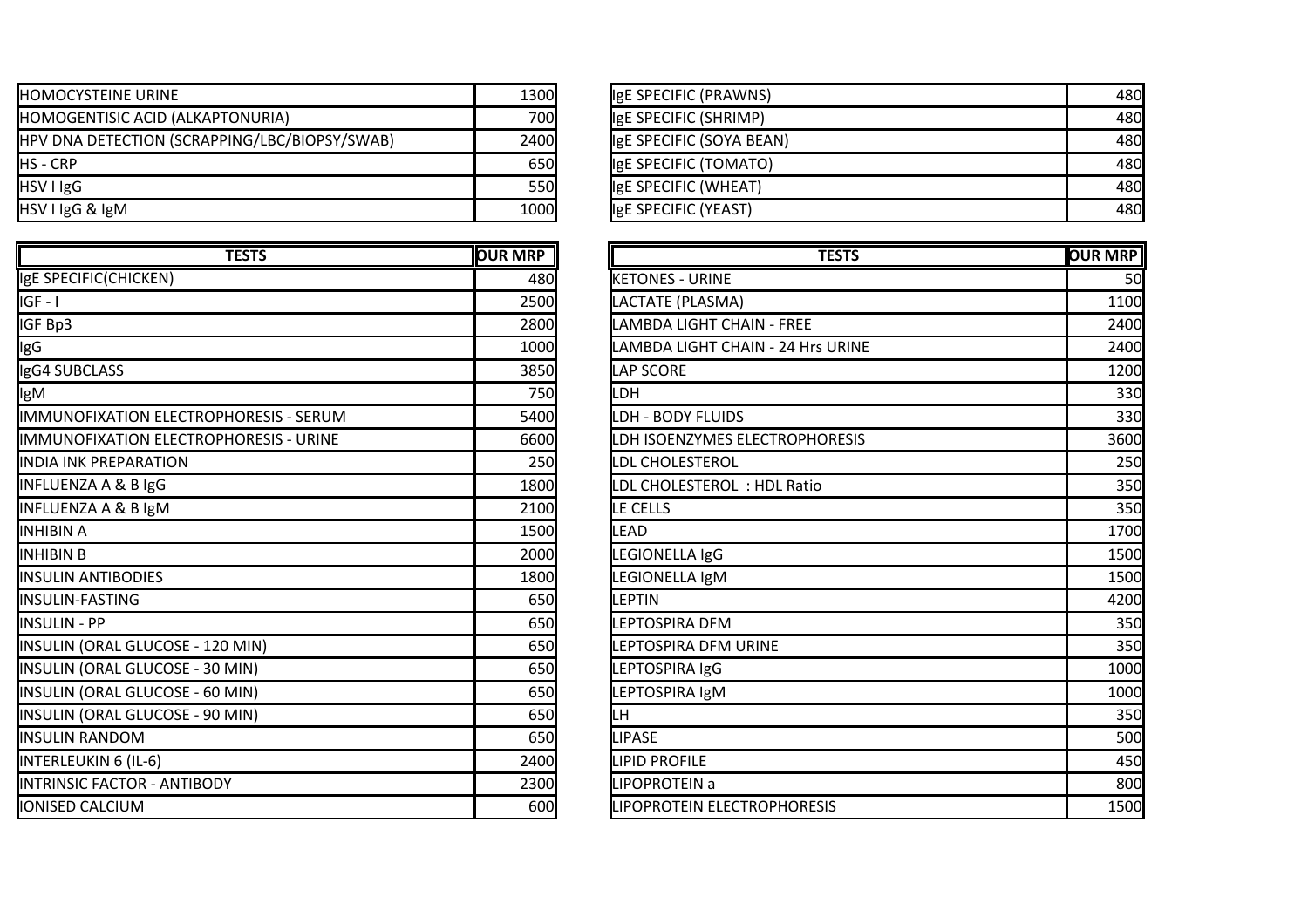| | |
|---|---|
| HOMOCYSTEINE URINE | 1300 |
| HOMOGENTISIC ACID (ALKAPTONURIA) | 700 |
| HPV DNA DETECTION (SCRAPPING/LBC/BIOPSY/SWAB) | 2400 |
| HS - CRP | 650 |
| HSV I IgG | 550 |
| HSV I IgG & IgM | 1000 |

| | |
|---|---|
| IgE SPECIFIC (PRAWNS) | 480 |
| IgE SPECIFIC (SHRIMP) | 480 |
| IgE SPECIFIC (SOYA BEAN) | 480 |
| IgE SPECIFIC (TOMATO) | 480 |
| IgE SPECIFIC (WHEAT) | 480 |
| IgE SPECIFIC (YEAST) | 480 |

| TESTS | OUR MRP |
|---|---|
| IgE SPECIFIC(CHICKEN) | 480 |
| IGF - I | 2500 |
| IGF Bp3 | 2800 |
| IgG | 1000 |
| IgG4 SUBCLASS | 3850 |
| IgM | 750 |
| IMMUNOFIXATION ELECTROPHORESIS - SERUM | 5400 |
| IMMUNOFIXATION ELECTROPHORESIS - URINE | 6600 |
| INDIA INK PREPARATION | 250 |
| INFLUENZA A & B IgG | 1800 |
| INFLUENZA A & B IgM | 2100 |
| INHIBIN A | 1500 |
| INHIBIN B | 2000 |
| INSULIN ANTIBODIES | 1800 |
| INSULIN-FASTING | 650 |
| INSULIN - PP | 650 |
| INSULIN (ORAL GLUCOSE - 120 MIN) | 650 |
| INSULIN (ORAL GLUCOSE - 30 MIN) | 650 |
| INSULIN (ORAL GLUCOSE - 60 MIN) | 650 |
| INSULIN (ORAL GLUCOSE - 90 MIN) | 650 |
| INSULIN RANDOM | 650 |
| INTERLEUKIN 6 (IL-6) | 2400 |
| INTRINSIC FACTOR - ANTIBODY | 2300 |
| IONISED CALCIUM | 600 |

| TESTS | OUR MRP |
|---|---|
| KETONES - URINE | 50 |
| LACTATE (PLASMA) | 1100 |
| LAMBDA LIGHT CHAIN - FREE | 2400 |
| LAMBDA LIGHT CHAIN - 24 Hrs URINE | 2400 |
| LAP SCORE | 1200 |
| LDH | 330 |
| LDH - BODY FLUIDS | 330 |
| LDH ISOENZYMES ELECTROPHORESIS | 3600 |
| LDL CHOLESTEROL | 250 |
| LDL CHOLESTEROL : HDL Ratio | 350 |
| LE CELLS | 350 |
| LEAD | 1700 |
| LEGIONELLA IgG | 1500 |
| LEGIONELLA IgM | 1500 |
| LEPTIN | 4200 |
| LEPTOSPIRA DFM | 350 |
| LEPTOSPIRA DFM URINE | 350 |
| LEPTOSPIRA IgG | 1000 |
| LEPTOSPIRA IgM | 1000 |
| LH | 350 |
| LIPASE | 500 |
| LIPID PROFILE | 450 |
| LIPOPROTEIN a | 800 |
| LIPOPROTEIN ELECTROPHORESIS | 1500 |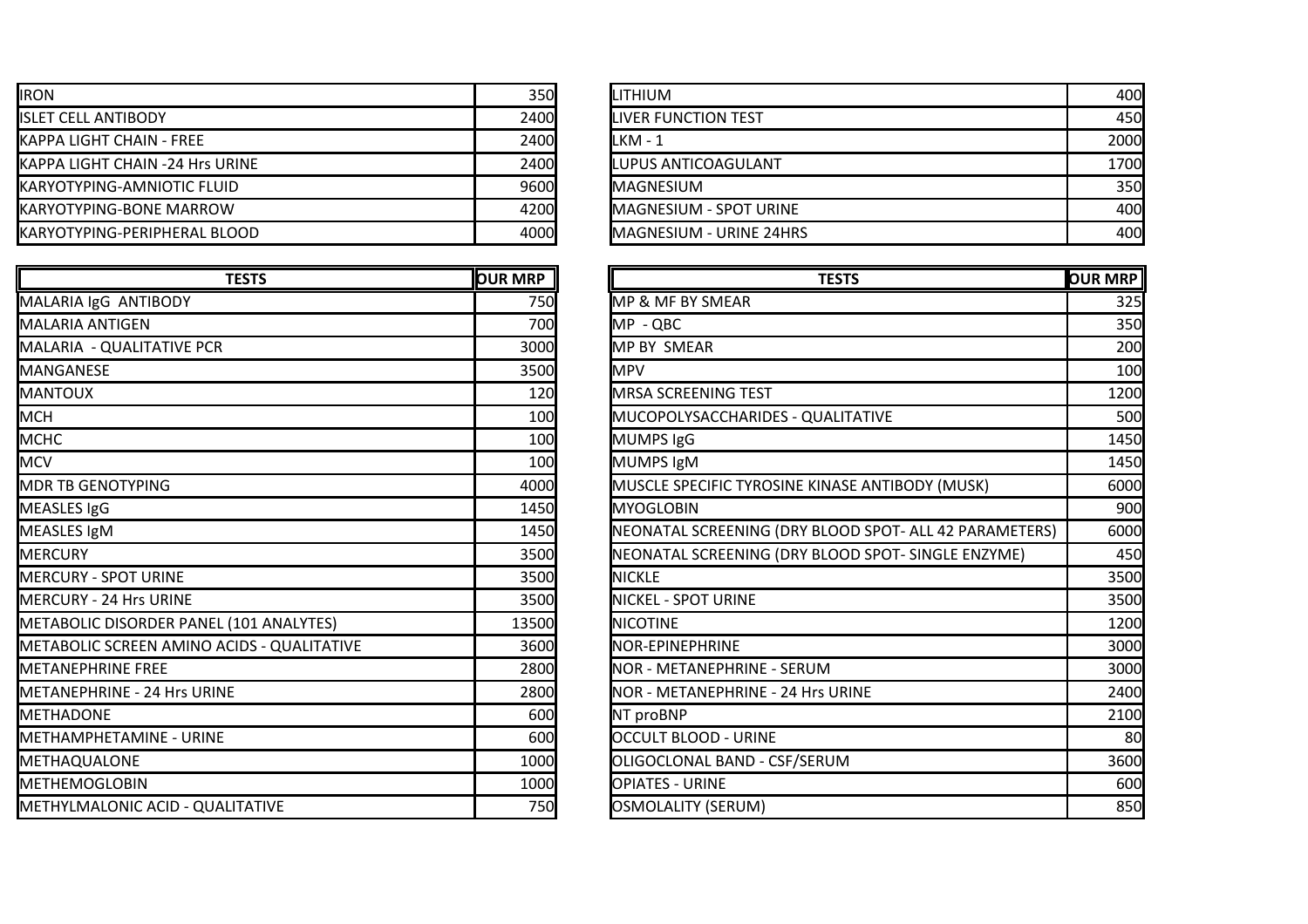| | |
|---|---|
| IRON | 350 |
| ISLET CELL ANTIBODY | 2400 |
| KAPPA LIGHT CHAIN - FREE | 2400 |
| KAPPA LIGHT CHAIN -24 Hrs URINE | 2400 |
| KARYOTYPING-AMNIOTIC FLUID | 9600 |
| KARYOTYPING-BONE MARROW | 4200 |
| KARYOTYPING-PERIPHERAL BLOOD | 4000 |

| | |
|---|---|
| LITHIUM | 400 |
| LIVER FUNCTION TEST | 450 |
| LKM - 1 | 2000 |
| LUPUS ANTICOAGULANT | 1700 |
| MAGNESIUM | 350 |
| MAGNESIUM - SPOT URINE | 400 |
| MAGNESIUM - URINE 24HRS | 400 |

| TESTS | OUR MRP |
|---|---|
| MALARIA IgG ANTIBODY | 750 |
| MALARIA ANTIGEN | 700 |
| MALARIA - QUALITATIVE PCR | 3000 |
| MANGANESE | 3500 |
| MANTOUX | 120 |
| MCH | 100 |
| MCHC | 100 |
| MCV | 100 |
| MDR TB GENOTYPING | 4000 |
| MEASLES IgG | 1450 |
| MEASLES IgM | 1450 |
| MERCURY | 3500 |
| MERCURY - SPOT URINE | 3500 |
| MERCURY - 24 Hrs URINE | 3500 |
| METABOLIC DISORDER PANEL (101 ANALYTES) | 13500 |
| METABOLIC SCREEN AMINO ACIDS - QUALITATIVE | 3600 |
| METANEPHRINE FREE | 2800 |
| METANEPHRINE - 24 Hrs URINE | 2800 |
| METHADONE | 600 |
| METHAMPHETAMINE - URINE | 600 |
| METHAQUALONE | 1000 |
| METHEMOGLOBIN | 1000 |
| METHYLMALONIC ACID - QUALITATIVE | 750 |

| TESTS | OUR MRP |
|---|---|
| MP & MF BY SMEAR | 325 |
| MP - QBC | 350 |
| MP BY SMEAR | 200 |
| MPV | 100 |
| MRSA SCREENING TEST | 1200 |
| MUCOPOLYSACCHARIDES - QUALITATIVE | 500 |
| MUMPS IgG | 1450 |
| MUMPS IgM | 1450 |
| MUSCLE SPECIFIC TYROSINE KINASE ANTIBODY (MUSK) | 6000 |
| MYOGLOBIN | 900 |
| NEONATAL SCREENING (DRY BLOOD SPOT- ALL 42 PARAMETERS) | 6000 |
| NEONATAL SCREENING (DRY BLOOD SPOT- SINGLE ENZYME) | 450 |
| NICKLE | 3500 |
| NICKEL - SPOT URINE | 3500 |
| NICOTINE | 1200 |
| NOR-EPINEPHRINE | 3000 |
| NOR - METANEPHRINE - SERUM | 3000 |
| NOR - METANEPHRINE - 24 Hrs URINE | 2400 |
| NT proBNP | 2100 |
| OCCULT BLOOD - URINE | 80 |
| OLIGOCLONAL BAND - CSF/SERUM | 3600 |
| OPIATES - URINE | 600 |
| OSMOLALITY (SERUM) | 850 |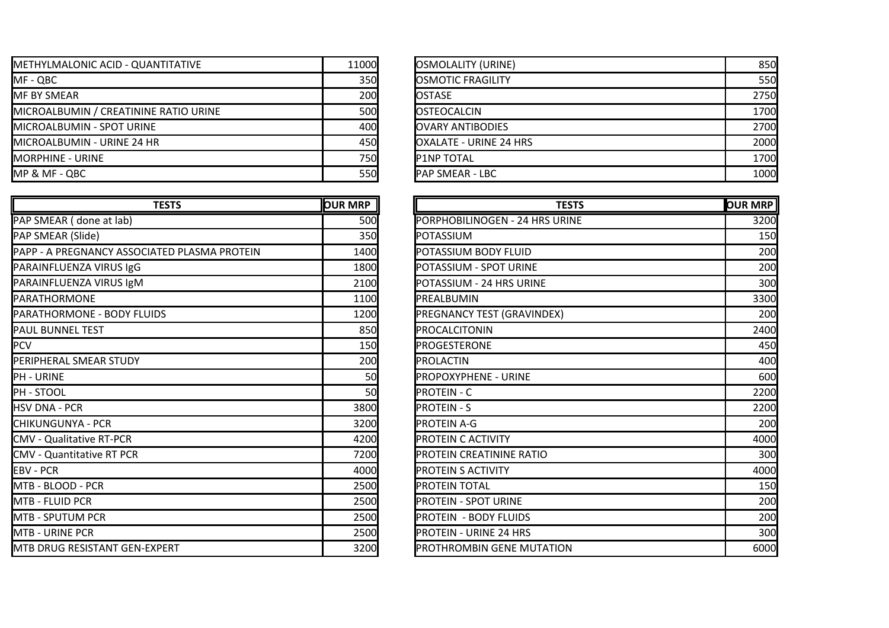| | |
|---|---|
| METHYLMALONIC ACID - QUANTITATIVE | 11000 |
| MF - QBC | 350 |
| MF BY SMEAR | 200 |
| MICROALBUMIN / CREATININE RATIO URINE | 500 |
| MICROALBUMIN - SPOT URINE | 400 |
| MICROALBUMIN - URINE 24 HR | 450 |
| MORPHINE - URINE | 750 |
| MP & MF - QBC | 550 |

| | |
|---|---|
| OSMOLALITY (URINE) | 850 |
| OSMOTIC FRAGILITY | 550 |
| OSTASE | 2750 |
| OSTEOCALCIN | 1700 |
| OVARY ANTIBODIES | 2700 |
| OXALATE - URINE 24 HRS | 2000 |
| P1NP TOTAL | 1700 |
| PAP SMEAR - LBC | 1000 |

| TESTS | OUR MRP |
|---|---|
| PAP SMEAR ( done at lab) | 500 |
| PAP SMEAR (Slide) | 350 |
| PAPP - A PREGNANCY ASSOCIATED PLASMA PROTEIN | 1400 |
| PARAINFLUENZA VIRUS IgG | 1800 |
| PARAINFLUENZA VIRUS IgM | 2100 |
| PARATHORMONE | 1100 |
| PARATHORMONE - BODY FLUIDS | 1200 |
| PAUL BUNNEL TEST | 850 |
| PCV | 150 |
| PERIPHERAL SMEAR STUDY | 200 |
| PH - URINE | 50 |
| PH - STOOL | 50 |
| HSV DNA - PCR | 3800 |
| CHIKUNGUNYA - PCR | 3200 |
| CMV - Qualitative RT-PCR | 4200 |
| CMV - Quantitative RT PCR | 7200 |
| EBV - PCR | 4000 |
| MTB - BLOOD - PCR | 2500 |
| MTB - FLUID PCR | 2500 |
| MTB - SPUTUM PCR | 2500 |
| MTB - URINE PCR | 2500 |
| MTB DRUG RESISTANT GEN-EXPERT | 3200 |

| TESTS | OUR MRP |
|---|---|
| PORPHOBILINOGEN - 24 HRS URINE | 3200 |
| POTASSIUM | 150 |
| POTASSIUM BODY FLUID | 200 |
| POTASSIUM - SPOT URINE | 200 |
| POTASSIUM - 24 HRS URINE | 300 |
| PREALBUMIN | 3300 |
| PREGNANCY TEST (GRAVINDEX) | 200 |
| PROCALCITONIN | 2400 |
| PROGESTERONE | 450 |
| PROLACTIN | 400 |
| PROPOXYPHENE - URINE | 600 |
| PROTEIN - C | 2200 |
| PROTEIN - S | 2200 |
| PROTEIN A-G | 200 |
| PROTEIN C ACTIVITY | 4000 |
| PROTEIN CREATININE RATIO | 300 |
| PROTEIN S ACTIVITY | 4000 |
| PROTEIN TOTAL | 150 |
| PROTEIN - SPOT URINE | 200 |
| PROTEIN - BODY FLUIDS | 200 |
| PROTEIN - URINE 24 HRS | 300 |
| PROTHROMBIN GENE MUTATION | 6000 |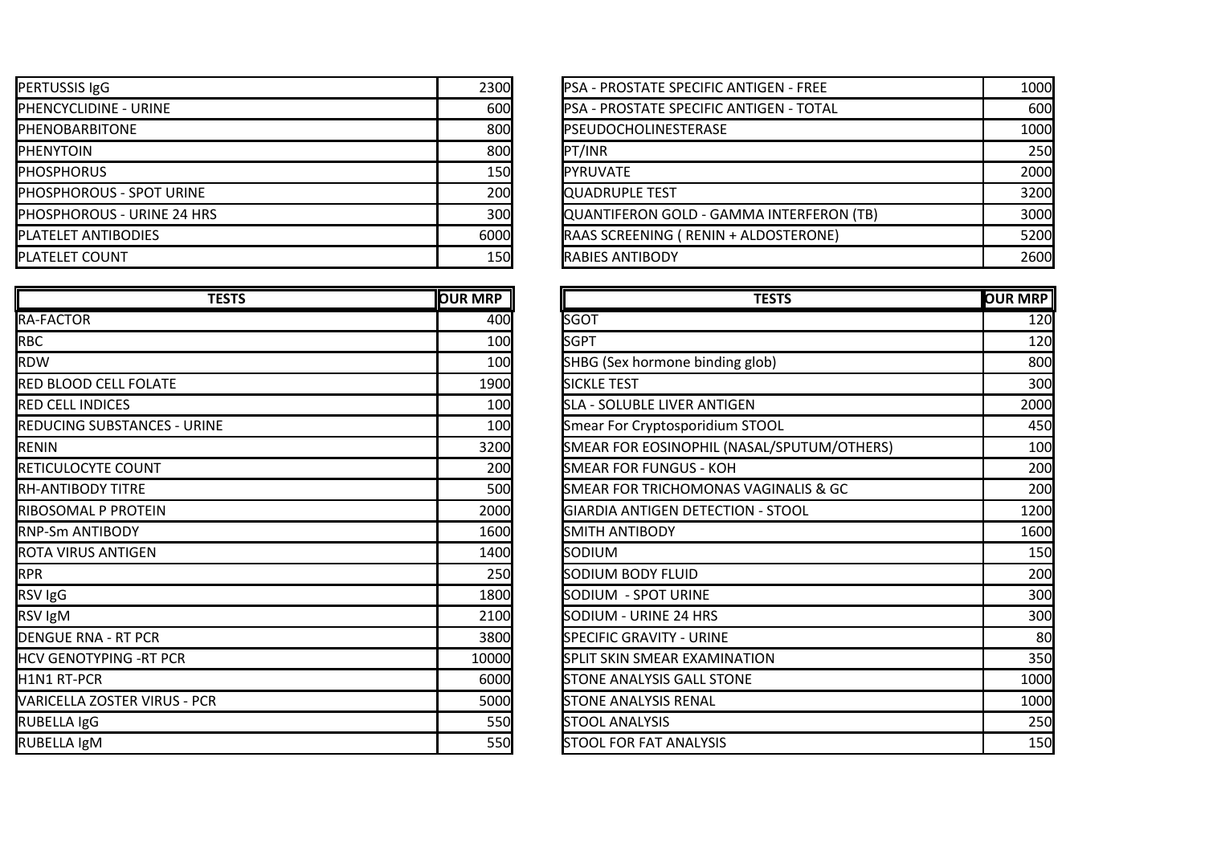| | |
|---|---|
| PERTUSSIS IgG | 2300 |
| PHENCYCLIDINE - URINE | 600 |
| PHENOBARBITONE | 800 |
| PHENYTOIN | 800 |
| PHOSPHORUS | 150 |
| PHOSPHOROUS - SPOT URINE | 200 |
| PHOSPHOROUS - URINE 24 HRS | 300 |
| PLATELET ANTIBODIES | 6000 |
| PLATELET COUNT | 150 |

| | |
|---|---|
| PSA - PROSTATE SPECIFIC ANTIGEN - FREE | 1000 |
| PSA - PROSTATE SPECIFIC ANTIGEN - TOTAL | 600 |
| PSEUDOCHOLINESTERASE | 1000 |
| PT/INR | 250 |
| PYRUVATE | 2000 |
| QUADRUPLE TEST | 3200 |
| QUANTIFERON GOLD - GAMMA INTERFERON (TB) | 3000 |
| RAAS SCREENING ( RENIN + ALDOSTERONE) | 5200 |
| RABIES ANTIBODY | 2600 |

| TESTS | OUR MRP |
|---|---|
| RA-FACTOR | 400 |
| RBC | 100 |
| RDW | 100 |
| RED BLOOD CELL FOLATE | 1900 |
| RED CELL INDICES | 100 |
| REDUCING SUBSTANCES - URINE | 100 |
| RENIN | 3200 |
| RETICULOCYTE COUNT | 200 |
| RH-ANTIBODY TITRE | 500 |
| RIBOSOMAL P PROTEIN | 2000 |
| RNP-Sm ANTIBODY | 1600 |
| ROTA VIRUS ANTIGEN | 1400 |
| RPR | 250 |
| RSV IgG | 1800 |
| RSV IgM | 2100 |
| DENGUE RNA - RT PCR | 3800 |
| HCV GENOTYPING -RT PCR | 10000 |
| H1N1 RT-PCR | 6000 |
| VARICELLA ZOSTER VIRUS - PCR | 5000 |
| RUBELLA IgG | 550 |
| RUBELLA IgM | 550 |

| TESTS | OUR MRP |
|---|---|
| SGOT | 120 |
| SGPT | 120 |
| SHBG (Sex hormone binding glob) | 800 |
| SICKLE TEST | 300 |
| SLA - SOLUBLE LIVER ANTIGEN | 2000 |
| Smear For Cryptosporidium STOOL | 450 |
| SMEAR FOR EOSINOPHIL (NASAL/SPUTUM/OTHERS) | 100 |
| SMEAR FOR FUNGUS - KOH | 200 |
| SMEAR FOR TRICHOMONAS VAGINALIS & GC | 200 |
| GIARDIA ANTIGEN DETECTION - STOOL | 1200 |
| SMITH ANTIBODY | 1600 |
| SODIUM | 150 |
| SODIUM BODY FLUID | 200 |
| SODIUM - SPOT URINE | 300 |
| SODIUM - URINE 24 HRS | 300 |
| SPECIFIC GRAVITY - URINE | 80 |
| SPLIT SKIN SMEAR EXAMINATION | 350 |
| STONE ANALYSIS GALL STONE | 1000 |
| STONE ANALYSIS RENAL | 1000 |
| STOOL ANALYSIS | 250 |
| STOOL FOR FAT ANALYSIS | 150 |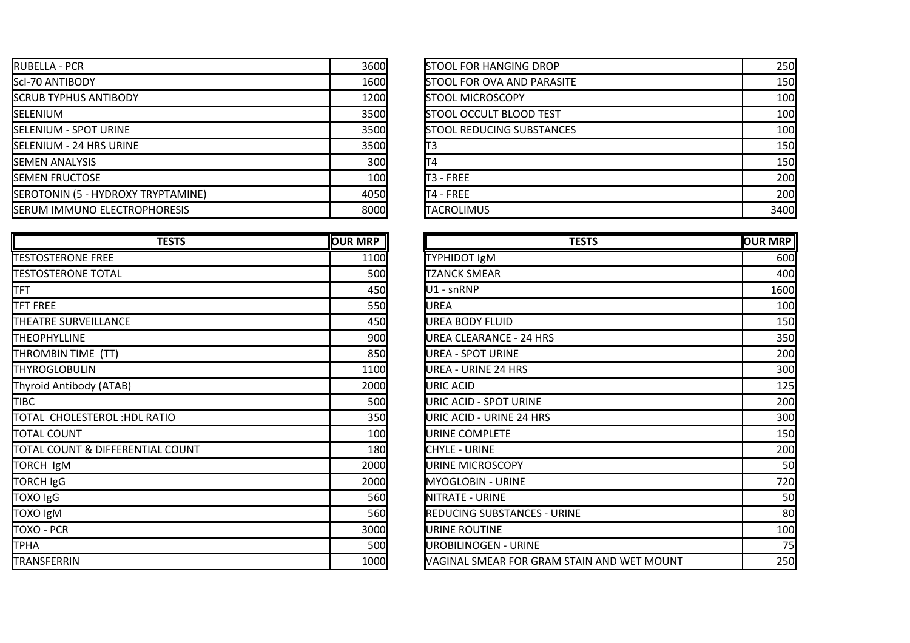| | |
|---|---|
| RUBELLA - PCR | 3600 |
| Scl-70 ANTIBODY | 1600 |
| SCRUB TYPHUS ANTIBODY | 1200 |
| SELENIUM | 3500 |
| SELENIUM - SPOT URINE | 3500 |
| SELENIUM - 24 HRS URINE | 3500 |
| SEMEN ANALYSIS | 300 |
| SEMEN FRUCTOSE | 100 |
| SEROTONIN (5 - HYDROXY TRYPTAMINE) | 4050 |
| SERUM IMMUNO ELECTROPHORESIS | 8000 |

| | |
|---|---|
| STOOL FOR HANGING DROP | 250 |
| STOOL FOR OVA AND PARASITE | 150 |
| STOOL MICROSCOPY | 100 |
| STOOL OCCULT BLOOD TEST | 100 |
| STOOL REDUCING SUBSTANCES | 100 |
| T3 | 150 |
| T4 | 150 |
| T3 - FREE | 200 |
| T4 - FREE | 200 |
| TACROLIMUS | 3400 |

| TESTS | OUR MRP |
|---|---|
| TESTOSTERONE FREE | 1100 |
| TESTOSTERONE TOTAL | 500 |
| TFT | 450 |
| TFT FREE | 550 |
| THEATRE SURVEILLANCE | 450 |
| THEOPHYLLINE | 900 |
| THROMBIN TIME (TT) | 850 |
| THYROGLOBULIN | 1100 |
| Thyroid Antibody (ATAB) | 2000 |
| TIBC | 500 |
| TOTAL CHOLESTEROL :HDL RATIO | 350 |
| TOTAL COUNT | 100 |
| TOTAL COUNT & DIFFERENTIAL COUNT | 180 |
| TORCH IgM | 2000 |
| TORCH IgG | 2000 |
| TOXO IgG | 560 |
| TOXO IgM | 560 |
| TOXO - PCR | 3000 |
| TPHA | 500 |
| TRANSFERRIN | 1000 |

| TESTS | OUR MRP |
|---|---|
| TYPHIDOT IgM | 600 |
| TZANCK SMEAR | 400 |
| U1 - snRNP | 1600 |
| UREA | 100 |
| UREA BODY FLUID | 150 |
| UREA CLEARANCE - 24 HRS | 350 |
| UREA - SPOT URINE | 200 |
| UREA - URINE 24 HRS | 300 |
| URIC ACID | 125 |
| URIC ACID - SPOT URINE | 200 |
| URIC ACID - URINE 24 HRS | 300 |
| URINE COMPLETE | 150 |
| CHYLE - URINE | 200 |
| URINE MICROSCOPY | 50 |
| MYOGLOBIN - URINE | 720 |
| NITRATE - URINE | 50 |
| REDUCING SUBSTANCES - URINE | 80 |
| URINE ROUTINE | 100 |
| UROBILINOGEN - URINE | 75 |
| VAGINAL SMEAR FOR GRAM STAIN AND WET MOUNT | 250 |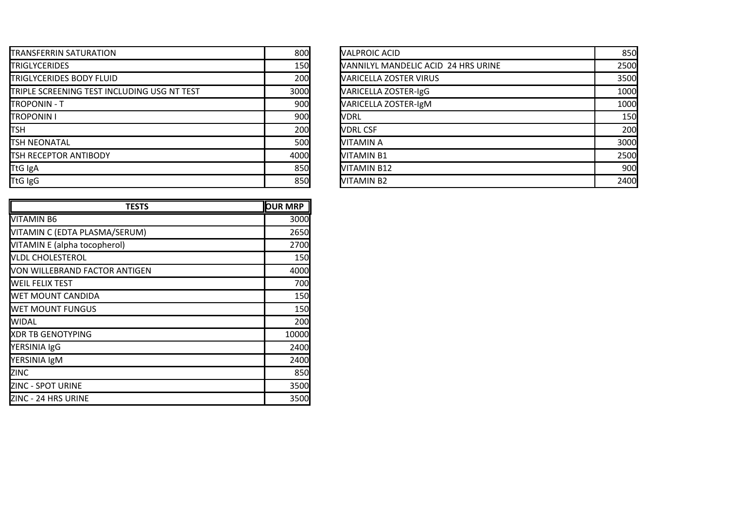| | |
|---|---|
| TRANSFERRIN SATURATION | 800 |
| TRIGLYCERIDES | 150 |
| TRIGLYCERIDES BODY FLUID | 200 |
| TRIPLE SCREENING TEST INCLUDING USG NT TEST | 3000 |
| TROPONIN - T | 900 |
| TROPONIN I | 900 |
| TSH | 200 |
| TSH NEONATAL | 500 |
| TSH RECEPTOR ANTIBODY | 4000 |
| TtG IgA | 850 |
| TtG IgG | 850 |

| | |
|---|---|
| VALPROIC ACID | 850 |
| VANNILYL MANDELIC ACID 24 HRS URINE | 2500 |
| VARICELLA ZOSTER VIRUS | 3500 |
| VARICELLA ZOSTER-IgG | 1000 |
| VARICELLA ZOSTER-IgM | 1000 |
| VDRL | 150 |
| VDRL CSF | 200 |
| VITAMIN A | 3000 |
| VITAMIN B1 | 2500 |
| VITAMIN B12 | 900 |
| VITAMIN B2 | 2400 |

| TESTS | OUR MRP |
|---|---|
| VITAMIN B6 | 3000 |
| VITAMIN C (EDTA PLASMA/SERUM) | 2650 |
| VITAMIN E (alpha tocopherol) | 2700 |
| VLDL CHOLESTEROL | 150 |
| VON WILLEBRAND FACTOR ANTIGEN | 4000 |
| WEIL FELIX TEST | 700 |
| WET MOUNT CANDIDA | 150 |
| WET MOUNT FUNGUS | 150 |
| WIDAL | 200 |
| XDR TB GENOTYPING | 10000 |
| YERSINIA IgG | 2400 |
| YERSINIA IgM | 2400 |
| ZINC | 850 |
| ZINC - SPOT URINE | 3500 |
| ZINC - 24 HRS URINE | 3500 |